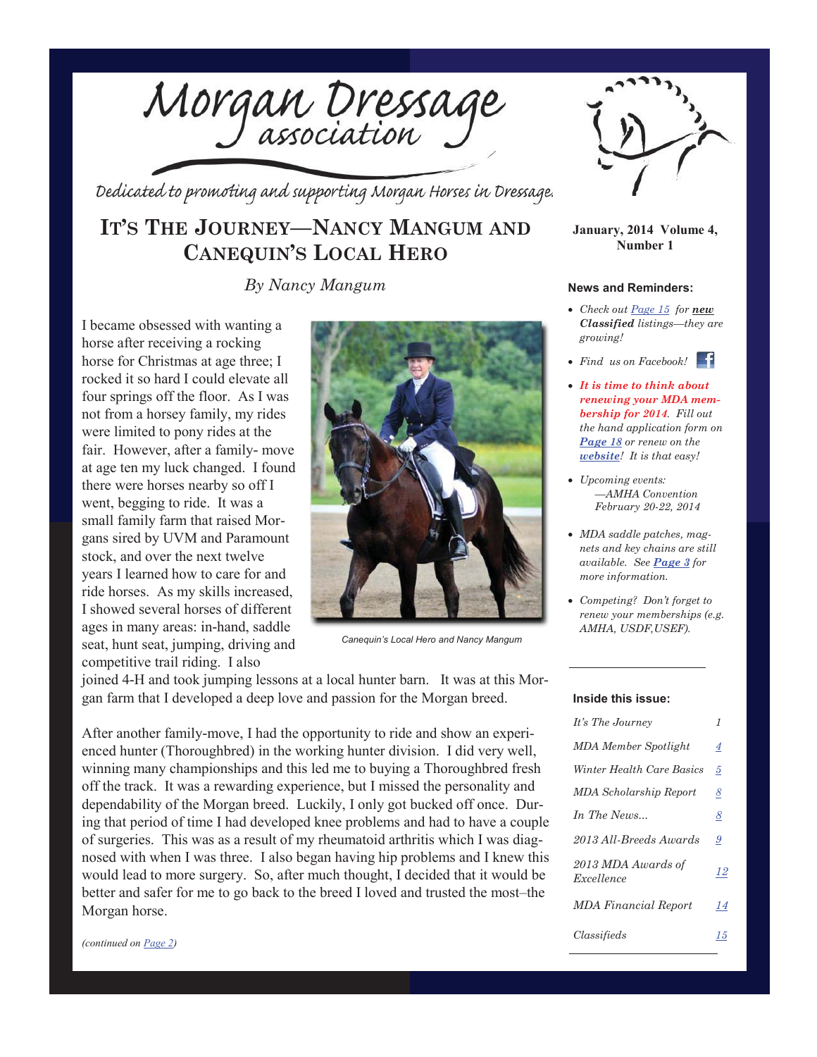# Morgan Dressage association

*Dedicated to promoting and supporting Morgan Horses in Dressage.*

**January, 2014 Volume 4, Number 1**

## It's The Journey—Nancy Mangum and Canequin's Local Hero

*By Nancy Mangum*

I became obsessed with wanting a horse after receiving a rocking horse for Christmas at age three; I rocked it so hard I could elevate all four springs off the floor. As I was not from a horsey family, my rides were limited to pony rides at the fair. However, after a family- move at age ten my luck changed. I found there were horses nearby so off I went, begging to ride. It was a small family farm that raised Morgans sired by UVM and Paramount stock, and over the next twelve years I learned how to care for and ride horses. As my skills increased, I showed several horses of different ages in many areas: in-hand, saddle seat, hunt seat, jumping, driving and competitive trail riding. I also joined 4-H and took jumping lessons at a local hunter barn. It was at this Morgan farm that I developed a deep love and passion for the Morgan breed.

Canequin's Local Hero and Nancy Mangum

After another family-move, I had the opportunity to ride and show an experienced hunter (Thoroughbred) in the working hunter division. I did very well, winning many championships and this led me to buying a Thoroughbred fresh off the track. It was a rewarding experience, but I missed the personality and dependability of the Morgan breed. Luckily, I only got bucked off once. During that period of time I had developed knee problems and had to have a couple of surgeries. This was as a result of my rheumatoid arthritis which I was diagnosed with when I was three. I also began having hip problems and I knew this would lead to more surgery. So, after much thought, I decided that it would be better and safer for me to go back to the breed I loved and trusted the most–the Morgan horse.

*(continued on Page 2)*

### News and Reminders:

- *Check out Page 15 for **new** **Classified** listings—they are growing!*
- *Find us on Facebook!*
- ***It is time to think about renewing your MDA membership for 2014**. Fill out the hand application form on **Page 18** or renew on the **website**! It is that easy!*
- *Upcoming events:*
  *—AMHA Convention February 20-22, 2014*
- *MDA saddle patches, magnets and key chains are still available. See **Page 3** for more information.*
- *Competing? Don't forget to renew your memberships (e.g. AMHA, USDF,USEF).*

### Inside this issue:

| | |
|---|---|
| *It's The Journey* | 1 |
| *MDA Member Spotlight* | 4 |
| *Winter Health Care Basics* | 5 |
| *MDA Scholarship Report* | 8 |
| *In The News...* | 8 |
| *2013 All-Breeds Awards* | 9 |
| *2013 MDA Awards of Excellence* | 12 |
| *MDA Financial Report* | 14 |
| *Classifieds* | 15 |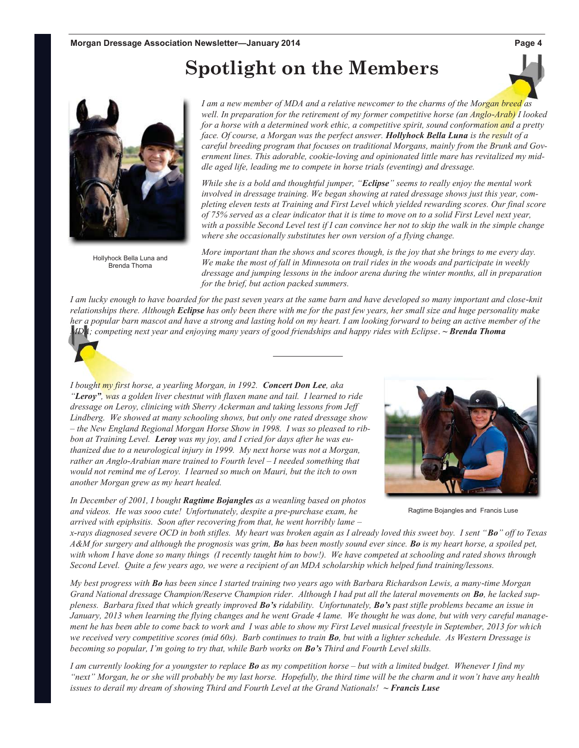# Spotlight on the Members

*I am a new member of MDA and a relative newcomer to the charms of the Morgan breed as well. In preparation for the retirement of my former competitive horse (an Anglo-Arab) I looked for a horse with a determined work ethic, a competitive spirit, sound conformation and a pretty face. Of course, a Morgan was the perfect answer.* ***Hollyhock Bella Luna*** *is the result of a careful breeding program that focuses on traditional Morgans, mainly from the Brunk and Government lines. This adorable, cookie-loving and opinionated little mare has revitalized my middle aged life, leading me to compete in horse trials (eventing) and dressage.*

*While she is a bold and thoughtful jumper, "****Eclipse****" seems to really enjoy the mental work involved in dressage training. We began showing at rated dressage shows just this year, completing eleven tests at Training and First Level which yielded rewarding scores. Our final score of 75% served as a clear indicator that it is time to move on to a solid First Level next year, with a possible Second Level test if I can convince her not to skip the walk in the simple change where she occasionally substitutes her own version of a flying change.*

Hollyhock Bella Luna and Brenda Thoma

*More important than the shows and scores though, is the joy that she brings to me every day. We make the most of fall in Minnesota on trail rides in the woods and participate in weekly dressage and jumping lessons in the indoor arena during the winter months, all in preparation for the brief, but action packed summers.*

*I am lucky enough to have boarded for the past seven years at the same barn and have developed so many important and close-knit relationships there. Although* ***Eclipse*** *has only been there with me for the past few years, her small size and huge personality make her a popular barn mascot and have a strong and lasting hold on my heart. I am looking forward to being an active member of the MDA; competing next year and enjoying many years of good friendships and happy rides with Eclipse.* ***~ Brenda Thoma***

---

*I bought my first horse, a yearling Morgan, in 1992.* ***Concert Don Lee****, aka "****Leroy****", was a golden liver chestnut with flaxen mane and tail. I learned to ride dressage on Leroy, clinicing with Sherry Ackerman and taking lessons from Jeff Lindberg. We showed at many schooling shows, but only one rated dressage show – the New England Regional Morgan Horse Show in 1998. I was so pleased to ribbon at Training Level.* ***Leroy*** *was my joy, and I cried for days after he was euthanized due to a neurological injury in 1999. My next horse was not a Morgan, rather an Anglo-Arabian mare trained to Fourth level – I needed something that would not remind me of Leroy. I learned so much on Mauri, but the itch to own another Morgan grew as my heart healed.*

Ragtime Bojangles and Francis Luse

*In December of 2001, I bought* ***Ragtime Bojangles*** *as a weanling based on photos and videos. He was sooo cute! Unfortunately, despite a pre-purchase exam, he arrived with epiphsitis. Soon after recovering from that, he went horribly lame – x-rays diagnosed severe OCD in both stifles. My heart was broken again as I already loved this sweet boy. I sent "****Bo****" off to Texas A&M for surgery and although the prognosis was grim,* ***Bo*** *has been mostly sound ever since.* ***Bo*** *is my heart horse, a spoiled pet, with whom I have done so many things (I recently taught him to bow!). We have competed at schooling and rated shows through Second Level. Quite a few years ago, we were a recipient of an MDA scholarship which helped fund training/lessons.*

*My best progress with* ***Bo*** *has been since I started training two years ago with Barbara Richardson Lewis, a many-time Morgan Grand National dressage Champion/Reserve Champion rider. Although I had put all the lateral movements on* ***Bo****, he lacked suppleness. Barbara fixed that which greatly improved* ***Bo's*** *ridability. Unfortunately,* ***Bo's*** *past stifle problems became an issue in January, 2013 when learning the flying changes and he went Grade 4 lame. We thought he was done, but with very careful management he has been able to come back to work and I was able to show my First Level musical freestyle in September, 2013 for which we received very competitive scores (mid 60s). Barb continues to train* ***Bo****, but with a lighter schedule. As Western Dressage is becoming so popular, I'm going to try that, while Barb works on* ***Bo's*** *Third and Fourth Level skills.*

*I am currently looking for a youngster to replace* ***Bo*** *as my competition horse – but with a limited budget. Whenever I find my "next" Morgan, he or she will probably be my last horse. Hopefully, the third time will be the charm and it won't have any health issues to derail my dream of showing Third and Fourth Level at the Grand Nationals!* ***~ Francis Luse***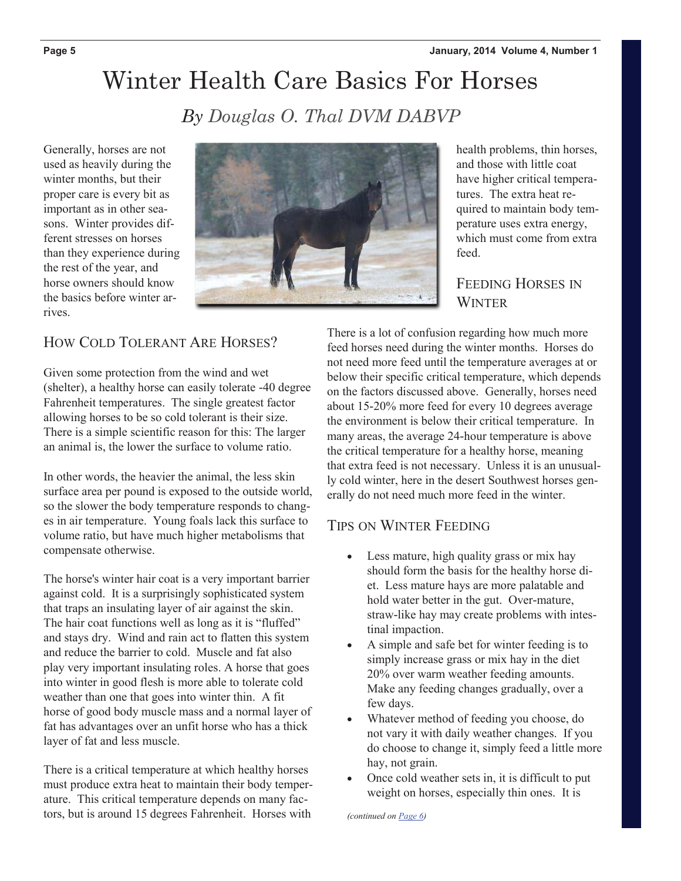# Winter Health Care Basics For Horses

*By Douglas O. Thal DVM DABVP*

Generally, horses are not used as heavily during the winter months, but their proper care is every bit as important as in other seasons. Winter provides different stresses on horses than they experience during the rest of the year, and horse owners should know the basics before winter arrives.

## How Cold Tolerant Are Horses?

Given some protection from the wind and wet (shelter), a healthy horse can easily tolerate -40 degree Fahrenheit temperatures. The single greatest factor allowing horses to be so cold tolerant is their size. There is a simple scientific reason for this: The larger an animal is, the lower the surface to volume ratio.

In other words, the heavier the animal, the less skin surface area per pound is exposed to the outside world, so the slower the body temperature responds to changes in air temperature. Young foals lack this surface to volume ratio, but have much higher metabolisms that compensate otherwise.

The horse's winter hair coat is a very important barrier against cold. It is a surprisingly sophisticated system that traps an insulating layer of air against the skin. The hair coat functions well as long as it is "fluffed" and stays dry. Wind and rain act to flatten this system and reduce the barrier to cold. Muscle and fat also play very important insulating roles. A horse that goes into winter in good flesh is more able to tolerate cold weather than one that goes into winter thin. A fit horse of good body muscle mass and a normal layer of fat has advantages over an unfit horse who has a thick layer of fat and less muscle.

There is a critical temperature at which healthy horses must produce extra heat to maintain their body temperature. This critical temperature depends on many factors, but is around 15 degrees Fahrenheit. Horses with health problems, thin horses, and those with little coat have higher critical temperatures. The extra heat required to maintain body temperature uses extra energy, which must come from extra feed.

## Feeding Horses in Winter

There is a lot of confusion regarding how much more feed horses need during the winter months. Horses do not need more feed until the temperature averages at or below their specific critical temperature, which depends on the factors discussed above. Generally, horses need about 15-20% more feed for every 10 degrees average the environment is below their critical temperature. In many areas, the average 24-hour temperature is above the critical temperature for a healthy horse, meaning that extra feed is not necessary. Unless it is an unusually cold winter, here in the desert Southwest horses generally do not need much more feed in the winter.

## Tips on Winter Feeding

- Less mature, high quality grass or mix hay should form the basis for the healthy horse diet. Less mature hays are more palatable and hold water better in the gut. Over-mature, straw-like hay may create problems with intestinal impaction.
- A simple and safe bet for winter feeding is to simply increase grass or mix hay in the diet 20% over warm weather feeding amounts. Make any feeding changes gradually, over a few days.
- Whatever method of feeding you choose, do not vary it with daily weather changes. If you do choose to change it, simply feed a little more hay, not grain.
- Once cold weather sets in, it is difficult to put weight on horses, especially thin ones. It is

*(continued on Page 6)*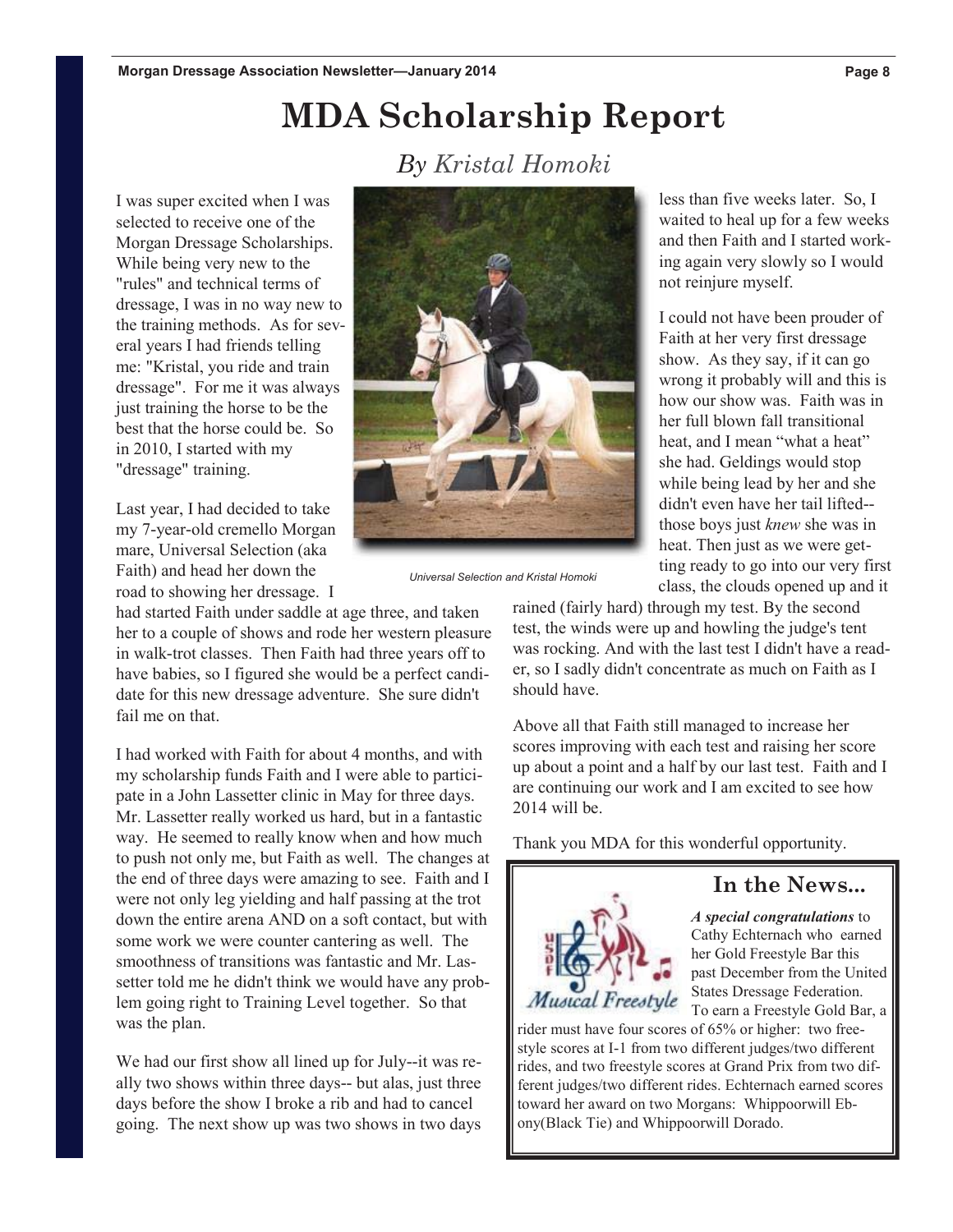# MDA Scholarship Report

*By Kristal Homoki*

I was super excited when I was selected to receive one of the Morgan Dressage Scholarships. While being very new to the "rules" and technical terms of dressage, I was in no way new to the training methods. As for several years I had friends telling me: "Kristal, you ride and train dressage". For me it was always just training the horse to be the best that the horse could be. So in 2010, I started with my "dressage" training.

Last year, I had decided to take my 7-year-old cremello Morgan mare, Universal Selection (aka Faith) and head her down the road to showing her dressage. I had started Faith under saddle at age three, and taken her to a couple of shows and rode her western pleasure in walk-trot classes. Then Faith had three years off to have babies, so I figured she would be a perfect candidate for this new dressage adventure. She sure didn't fail me on that.

Universal Selection and Kristal Homoki

I had worked with Faith for about 4 months, and with my scholarship funds Faith and I were able to participate in a John Lassetter clinic in May for three days. Mr. Lassetter really worked us hard, but in a fantastic way. He seemed to really know when and how much to push not only me, but Faith as well. The changes at the end of three days were amazing to see. Faith and I were not only leg yielding and half passing at the trot down the entire arena AND on a soft contact, but with some work we were counter cantering as well. The smoothness of transitions was fantastic and Mr. Lassetter told me he didn't think we would have any problem going right to Training Level together. So that was the plan.

We had our first show all lined up for July--it was really two shows within three days-- but alas, just three days before the show I broke a rib and had to cancel going. The next show up was two shows in two days less than five weeks later. So, I waited to heal up for a few weeks and then Faith and I started working again very slowly so I would not reinjure myself.

I could not have been prouder of Faith at her very first dressage show. As they say, if it can go wrong it probably will and this is how our show was. Faith was in her full blown fall transitional heat, and I mean "what a heat" she had. Geldings would stop while being lead by her and she didn't even have her tail lifted--those boys just *knew* she was in heat. Then just as we were getting ready to go into our very first class, the clouds opened up and it rained (fairly hard) through my test. By the second test, the winds were up and howling the judge's tent was rocking. And with the last test I didn't have a reader, so I sadly didn't concentrate as much on Faith as I should have.

Above all that Faith still managed to increase her scores improving with each test and raising her score up about a point and a half by our last test. Faith and I are continuing our work and I am excited to see how 2014 will be.

Thank you MDA for this wonderful opportunity.

## In the News...

***A special congratulations*** to Cathy Echternach who earned her Gold Freestyle Bar this past December from the United States Dressage Federation. To earn a Freestyle Gold Bar, a rider must have four scores of 65% or higher: two freestyle scores at I-1 from two different judges/two different rides, and two freestyle scores at Grand Prix from two different judges/two different rides. Echternach earned scores toward her award on two Morgans: Whippoorwill Ebony(Black Tie) and Whippoorwill Dorado.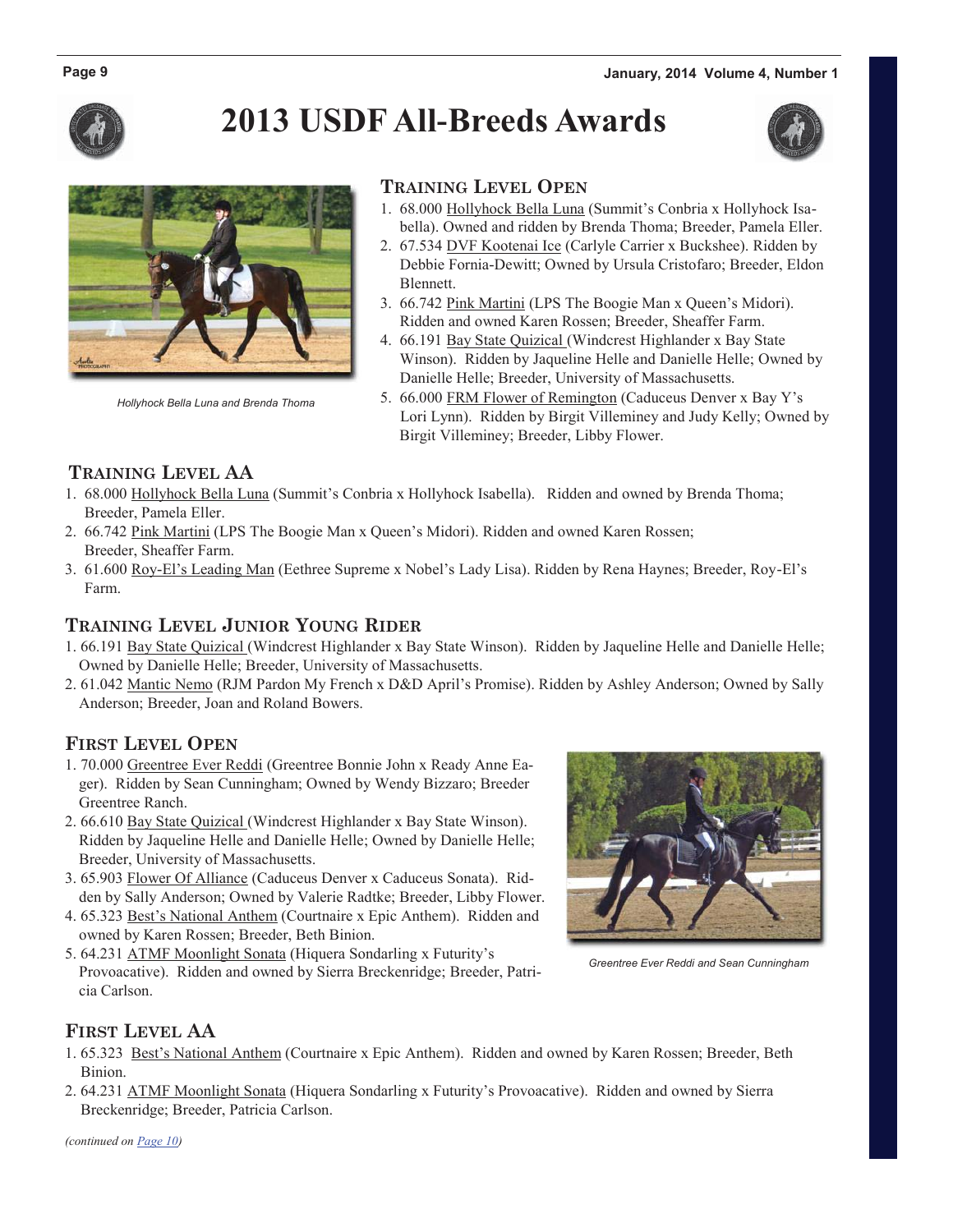# 2013 USDF All-Breeds Awards

*Hollyhock Bella Luna and Brenda Thoma*

## Training Level Open

1. 68.000 Hollyhock Bella Luna (Summit's Conbria x Hollyhock Isabella). Owned and ridden by Brenda Thoma; Breeder, Pamela Eller.
2. 67.534 DVF Kootenai Ice (Carlyle Carrier x Buckshee). Ridden by Debbie Fornia-Dewitt; Owned by Ursula Cristofaro; Breeder, Eldon Blennett.
3. 66.742 Pink Martini (LPS The Boogie Man x Queen's Midori). Ridden and owned Karen Rossen; Breeder, Sheaffer Farm.
4. 66.191 Bay State Quizical (Windcrest Highlander x Bay State Winson). Ridden by Jaqueline Helle and Danielle Helle; Owned by Danielle Helle; Breeder, University of Massachusetts.
5. 66.000 FRM Flower of Remington (Caduceus Denver x Bay Y's Lori Lynn). Ridden by Birgit Villeminey and Judy Kelly; Owned by Birgit Villeminey; Breeder, Libby Flower.

## Training Level AA

1. 68.000 Hollyhock Bella Luna (Summit's Conbria x Hollyhock Isabella). Ridden and owned by Brenda Thoma; Breeder, Pamela Eller.
2. 66.742 Pink Martini (LPS The Boogie Man x Queen's Midori). Ridden and owned Karen Rossen; Breeder, Sheaffer Farm.
3. 61.600 Roy-El's Leading Man (Eethree Supreme x Nobel's Lady Lisa). Ridden by Rena Haynes; Breeder, Roy-El's Farm.

## Training Level Junior Young Rider

1. 66.191 Bay State Quizical (Windcrest Highlander x Bay State Winson). Ridden by Jaqueline Helle and Danielle Helle; Owned by Danielle Helle; Breeder, University of Massachusetts.
2. 61.042 Mantic Nemo (RJM Pardon My French x D&D April's Promise). Ridden by Ashley Anderson; Owned by Sally Anderson; Breeder, Joan and Roland Bowers.

## First Level Open

1. 70.000 Greentree Ever Reddi (Greentree Bonnie John x Ready Anne Eager). Ridden by Sean Cunningham; Owned by Wendy Bizzaro; Breeder Greentree Ranch.
2. 66.610 Bay State Quizical (Windcrest Highlander x Bay State Winson). Ridden by Jaqueline Helle and Danielle Helle; Owned by Danielle Helle; Breeder, University of Massachusetts.
3. 65.903 Flower Of Alliance (Caduceus Denver x Caduceus Sonata). Ridden by Sally Anderson; Owned by Valerie Radtke; Breeder, Libby Flower.
4. 65.323 Best's National Anthem (Courtnaire x Epic Anthem). Ridden and owned by Karen Rossen; Breeder, Beth Binion.
5. 64.231 ATMF Moonlight Sonata (Hiquera Sondarling x Futurity's Provoacative). Ridden and owned by Sierra Breckenridge; Breeder, Patricia Carlson.

*Greentree Ever Reddi and Sean Cunningham*

## First Level AA

1. 65.323 Best's National Anthem (Courtnaire x Epic Anthem). Ridden and owned by Karen Rossen; Breeder, Beth Binion.
2. 64.231 ATMF Moonlight Sonata (Hiquera Sondarling x Futurity's Provoacative). Ridden and owned by Sierra Breckenridge; Breeder, Patricia Carlson.

*(continued on Page 10)*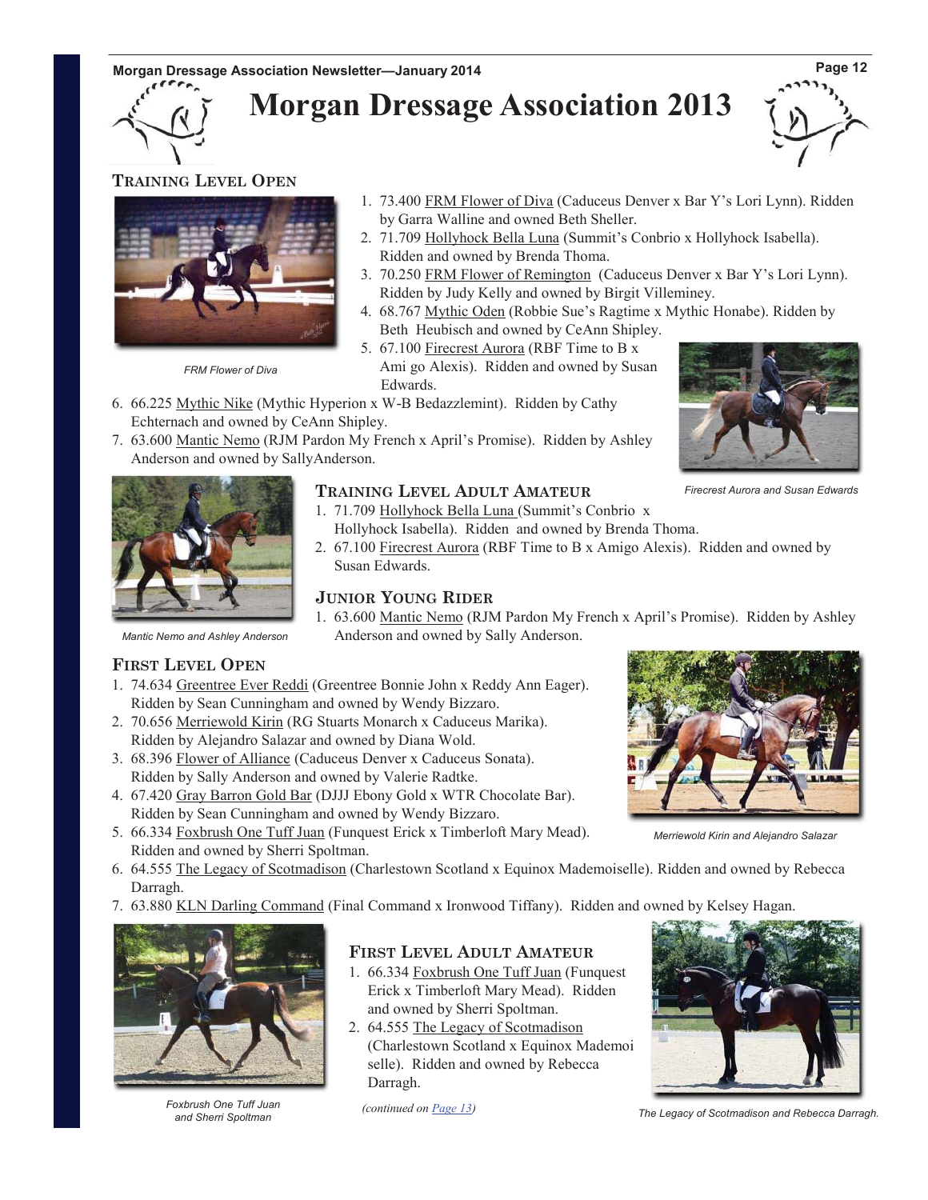# Morgan Dressage Association 2013

### Training Level Open

1. 73.400 FRM Flower of Diva (Caduceus Denver x Bar Y's Lori Lynn). Ridden by Garra Walline and owned Beth Sheller.
2. 71.709 Hollyhock Bella Luna (Summit's Conbrio x Hollyhock Isabella). Ridden and owned by Brenda Thoma.
3. 70.250 FRM Flower of Remington (Caduceus Denver x Bar Y's Lori Lynn). Ridden by Judy Kelly and owned by Birgit Villeminey.
4. 68.767 Mythic Oden (Robbie Sue's Ragtime x Mythic Honabe). Ridden by Beth Heubisch and owned by CeAnn Shipley.
5. 67.100 Firecrest Aurora (RBF Time to B x Ami go Alexis). Ridden and owned by Susan Edwards.
6. 66.225 Mythic Nike (Mythic Hyperion x W-B Bedazzlemint). Ridden by Cathy Echternach and owned by CeAnn Shipley.
7. 63.600 Mantic Nemo (RJM Pardon My French x April's Promise). Ridden by Ashley Anderson and owned by SallyAnderson.

*FRM Flower of Diva*

*Firecrest Aurora and Susan Edwards*

### Training Level Adult Amateur

1. 71.709 Hollyhock Bella Luna (Summit's Conbrio x Hollyhock Isabella). Ridden and owned by Brenda Thoma.
2. 67.100 Firecrest Aurora (RBF Time to B x Amigo Alexis). Ridden and owned by Susan Edwards.

### Junior Young Rider

1. 63.600 Mantic Nemo (RJM Pardon My French x April's Promise). Ridden by Ashley Anderson and owned by Sally Anderson.

*Mantic Nemo and Ashley Anderson*

### First Level Open

1. 74.634 Greentree Ever Reddi (Greentree Bonnie John x Reddy Ann Eager). Ridden by Sean Cunningham and owned by Wendy Bizzaro.
2. 70.656 Merriewold Kirin (RG Stuarts Monarch x Caduceus Marika). Ridden by Alejandro Salazar and owned by Diana Wold.
3. 68.396 Flower of Alliance (Caduceus Denver x Caduceus Sonata). Ridden by Sally Anderson and owned by Valerie Radtke.
4. 67.420 Gray Barron Gold Bar (DJJJ Ebony Gold x WTR Chocolate Bar). Ridden by Sean Cunningham and owned by Wendy Bizzaro.
5. 66.334 Foxbrush One Tuff Juan (Funquest Erick x Timberloft Mary Mead). Ridden and owned by Sherri Spoltman.
6. 64.555 The Legacy of Scotmadison (Charlestown Scotland x Equinox Mademoiselle). Ridden and owned by Rebecca Darragh.
7. 63.880 KLN Darling Command (Final Command x Ironwood Tiffany). Ridden and owned by Kelsey Hagan.

*Merriewold Kirin and Alejandro Salazar*

### First Level Adult Amateur

1. 66.334 Foxbrush One Tuff Juan (Funquest Erick x Timberloft Mary Mead). Ridden and owned by Sherri Spoltman.
2. 64.555 The Legacy of Scotmadison (Charlestown Scotland x Equinox Mademoiselle). Ridden and owned by Rebecca Darragh.

*(continued on Page 13)*

*Foxbrush One Tuff Juan and Sherri Spoltman*

*The Legacy of Scotmadison and Rebecca Darragh.*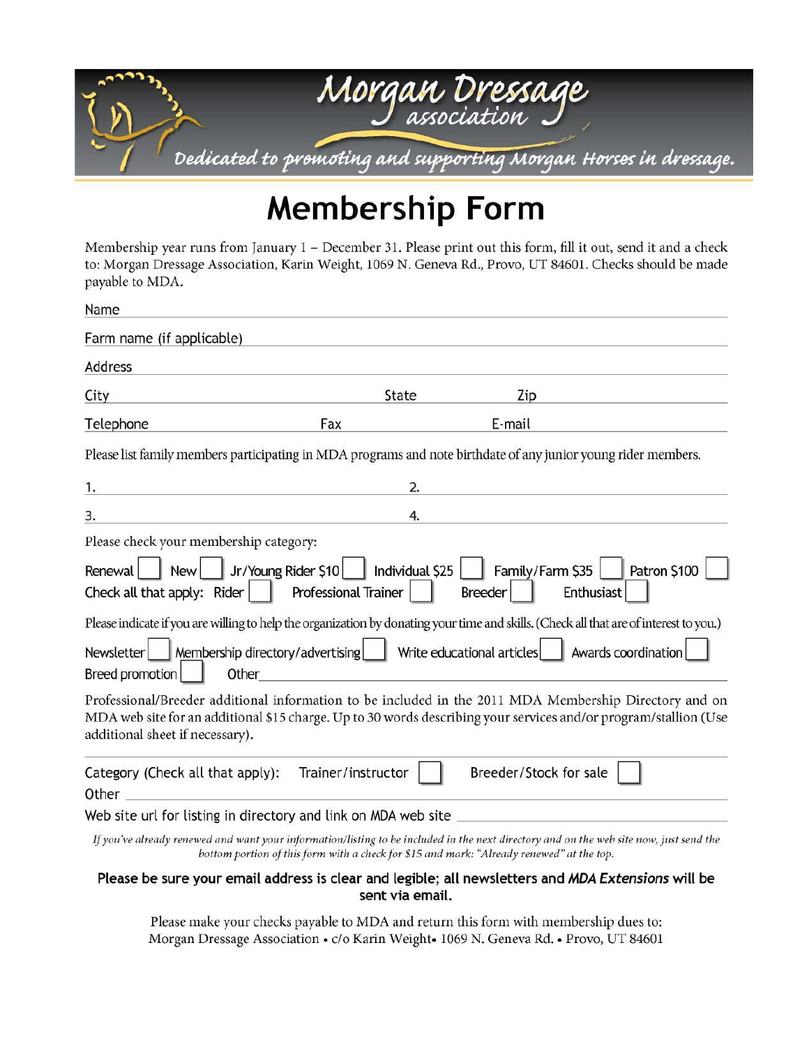# Morgan Dressage association

*Dedicated to promoting and supporting Morgan Horses in dressage.*

# Membership Form

Membership year runs from January 1 – December 31. Please print out this form, fill it out, send it and a check to: Morgan Dressage Association, Karin Weight, 1069 N. Geneva Rd., Provo, UT 84601. Checks should be made payable to MDA.

Name ______________________________

Farm name (if applicable) ______________________________

Address ______________________________

City ______________ State ______________ Zip ______________

Telephone ______________ Fax ______________ E-mail ______________

Please list family members participating in MDA programs and note birthdate of any junior young rider members.

1. ______________ 2. ______________

3. ______________ 4. ______________

Please check your membership category:

Renewal ☐ New ☐ Jr/Young Rider $10 ☐ Individual $25 ☐ Family/Farm $35 ☐ Patron $100 ☐

Check all that apply: Rider ☐ Professional Trainer ☐ Breeder ☐ Enthusiast ☐

Please indicate if you are willing to help the organization by donating your time and skills. (Check all that are of interest to you.)

Newsletter ☐ Membership directory/advertising ☐ Write educational articles ☐ Awards coordination ☐

Breed promotion ☐ Other ______________________________

Professional/Breeder additional information to be included in the 2011 MDA Membership Directory and on MDA web site for an additional $15 charge. Up to 30 words describing your services and/or program/stallion (Use additional sheet if necessary).

Category (Check all that apply): Trainer/instructor ☐ Breeder/Stock for sale ☐

Other ______________________________

Web site url for listing in directory and link on MDA web site ______________________________

*If you've already renewed and want your information/listing to be included in the next directory and on the web site now, just send the bottom portion of this form with a check for $15 and mark: "Already renewed" at the top.*

**Please be sure your email address is clear and legible; all newsletters and *MDA Extensions* will be sent via email.**

Please make your checks payable to MDA and return this form with membership dues to:
Morgan Dressage Association • c/o Karin Weight• 1069 N. Geneva Rd. • Provo, UT 84601